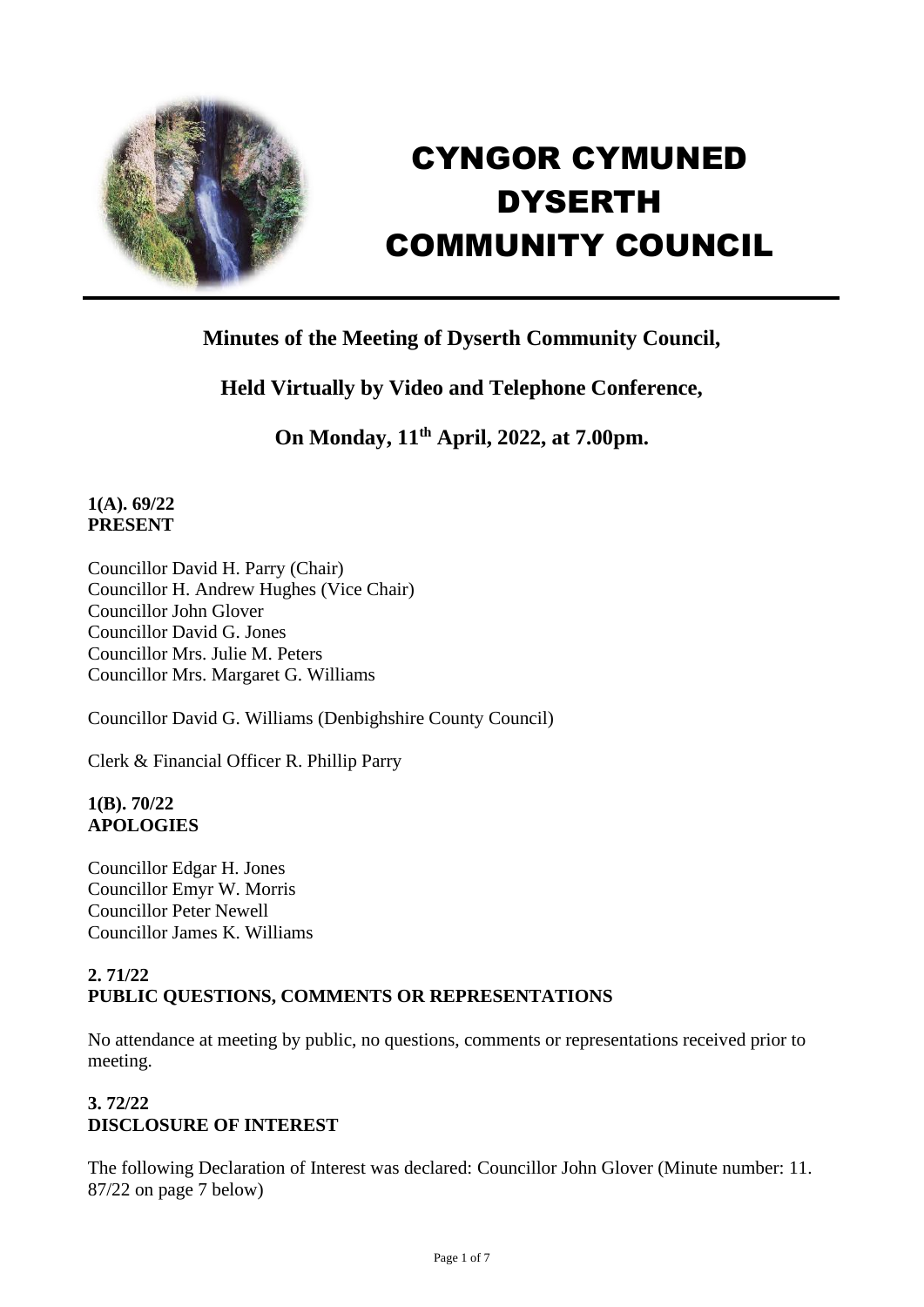# CYNGOR CYMUNED DYSERTH COMMUNITY COUNCIL

## Minutes of the Meeting of Dyserth Community Council,

## Held Virtually by Video and Telephone Conference,

## On Monday, 11th April, 2022, at 7.00pm.

**1(A). 69/22**
**PRESENT**

Councillor David H. Parry (Chair)
Councillor H. Andrew Hughes (Vice Chair)
Councillor John Glover
Councillor David G. Jones
Councillor Mrs. Julie M. Peters
Councillor Mrs. Margaret G. Williams

Councillor David G. Williams (Denbighshire County Council)

Clerk & Financial Officer R. Phillip Parry

**1(B). 70/22**
**APOLOGIES**

Councillor Edgar H. Jones
Councillor Emyr W. Morris
Councillor Peter Newell
Councillor James K. Williams

**2. 71/22**
**PUBLIC QUESTIONS, COMMENTS OR REPRESENTATIONS**

No attendance at meeting by public, no questions, comments or representations received prior to meeting.

**3. 72/22**
**DISCLOSURE OF INTEREST**

The following Declaration of Interest was declared: Councillor John Glover (Minute number: 11. 87/22 on page 7 below)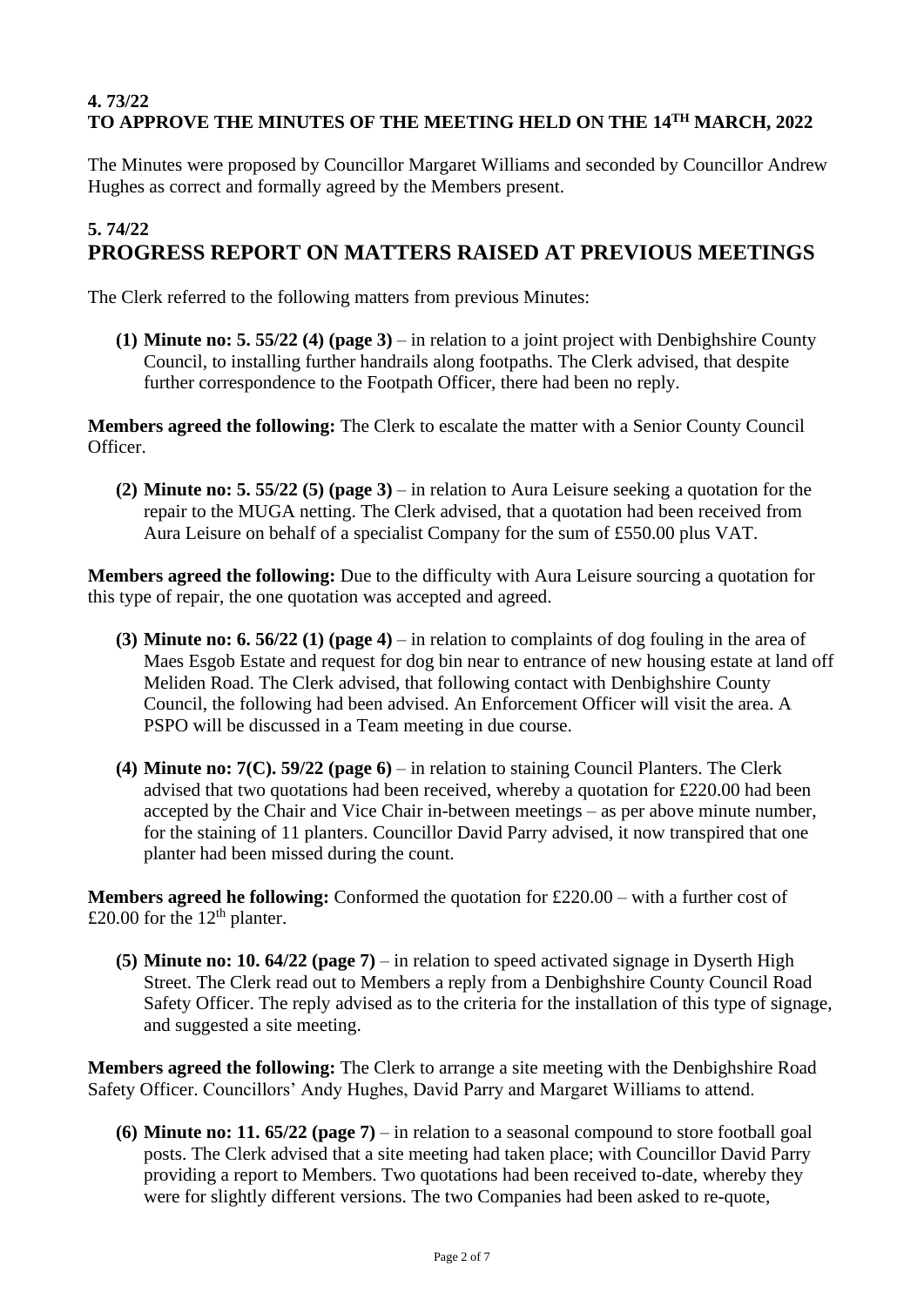## 4. 73/22
## TO APPROVE THE MINUTES OF THE MEETING HELD ON THE 14TH MARCH, 2022

The Minutes were proposed by Councillor Margaret Williams and seconded by Councillor Andrew Hughes as correct and formally agreed by the Members present.

## 5. 74/22
## PROGRESS REPORT ON MATTERS RAISED AT PREVIOUS MEETINGS

The Clerk referred to the following matters from previous Minutes:

**(1) Minute no: 5. 55/22 (4) (page 3)** – in relation to a joint project with Denbighshire County Council, to installing further handrails along footpaths. The Clerk advised, that despite further correspondence to the Footpath Officer, there had been no reply.

**Members agreed the following:** The Clerk to escalate the matter with a Senior County Council Officer.

**(2) Minute no: 5. 55/22 (5) (page 3)** – in relation to Aura Leisure seeking a quotation for the repair to the MUGA netting. The Clerk advised, that a quotation had been received from Aura Leisure on behalf of a specialist Company for the sum of £550.00 plus VAT.

**Members agreed the following:** Due to the difficulty with Aura Leisure sourcing a quotation for this type of repair, the one quotation was accepted and agreed.

**(3) Minute no: 6. 56/22 (1) (page 4)** – in relation to complaints of dog fouling in the area of Maes Esgob Estate and request for dog bin near to entrance of new housing estate at land off Meliden Road. The Clerk advised, that following contact with Denbighshire County Council, the following had been advised. An Enforcement Officer will visit the area. A PSPO will be discussed in a Team meeting in due course.

**(4) Minute no: 7(C). 59/22 (page 6)** – in relation to staining Council Planters. The Clerk advised that two quotations had been received, whereby a quotation for £220.00 had been accepted by the Chair and Vice Chair in-between meetings – as per above minute number, for the staining of 11 planters. Councillor David Parry advised, it now transpired that one planter had been missed during the count.

**Members agreed he following:** Conformed the quotation for £220.00 – with a further cost of £20.00 for the 12th planter.

**(5) Minute no: 10. 64/22 (page 7)** – in relation to speed activated signage in Dyserth High Street. The Clerk read out to Members a reply from a Denbighshire County Council Road Safety Officer. The reply advised as to the criteria for the installation of this type of signage, and suggested a site meeting.

**Members agreed the following:** The Clerk to arrange a site meeting with the Denbighshire Road Safety Officer. Councillors' Andy Hughes, David Parry and Margaret Williams to attend.

**(6) Minute no: 11. 65/22 (page 7)** – in relation to a seasonal compound to store football goal posts. The Clerk advised that a site meeting had taken place; with Councillor David Parry providing a report to Members. Two quotations had been received to-date, whereby they were for slightly different versions. The two Companies had been asked to re-quote,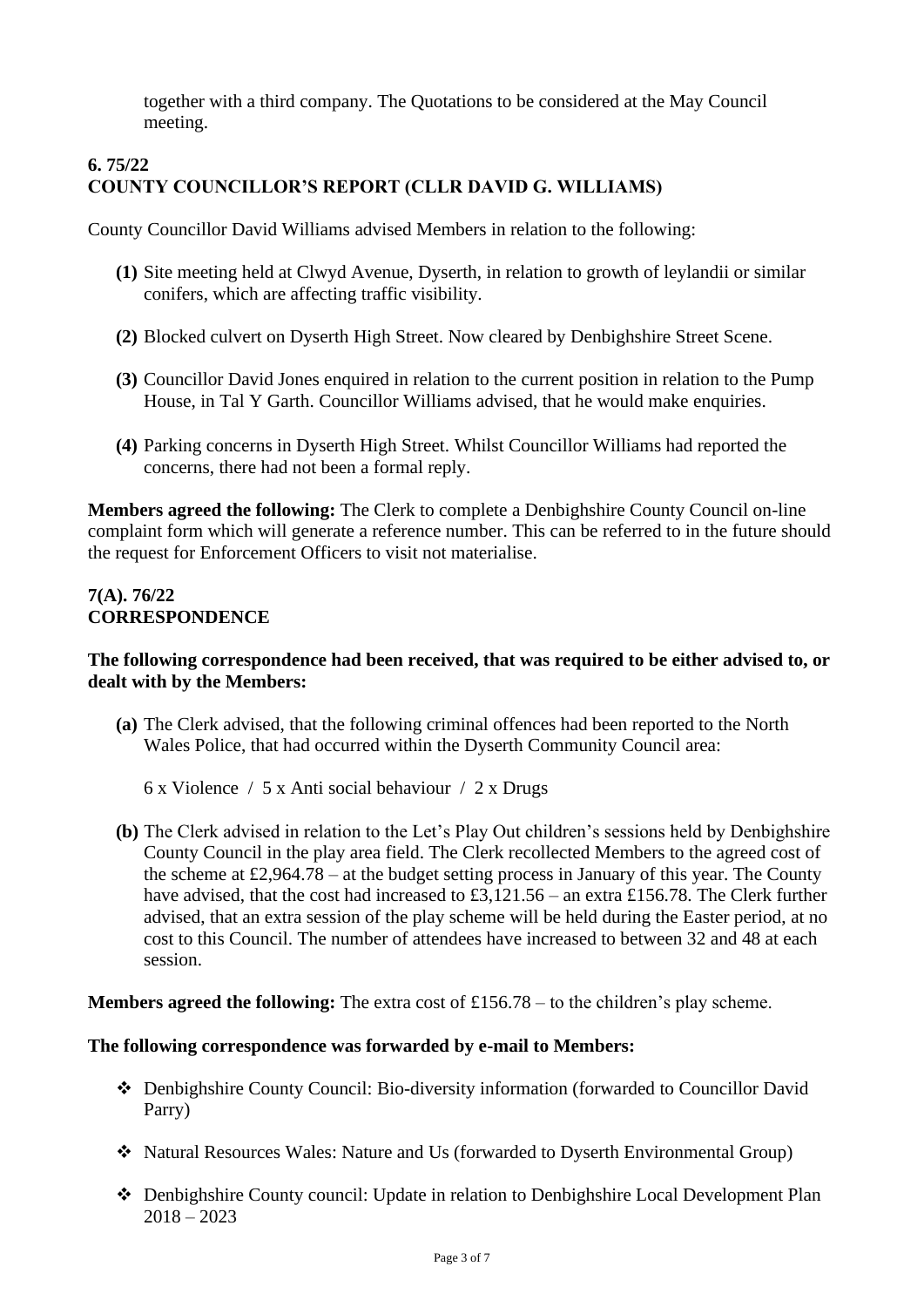together with a third company. The Quotations to be considered at the May Council meeting.

### 6. 75/22
### COUNTY COUNCILLOR'S REPORT (CLLR DAVID G. WILLIAMS)

County Councillor David Williams advised Members in relation to the following:

**(1)** Site meeting held at Clwyd Avenue, Dyserth, in relation to growth of leylandii or similar conifers, which are affecting traffic visibility.

**(2)** Blocked culvert on Dyserth High Street. Now cleared by Denbighshire Street Scene.

**(3)** Councillor David Jones enquired in relation to the current position in relation to the Pump House, in Tal Y Garth. Councillor Williams advised, that he would make enquiries.

**(4)** Parking concerns in Dyserth High Street. Whilst Councillor Williams had reported the concerns, there had not been a formal reply.

**Members agreed the following:** The Clerk to complete a Denbighshire County Council on-line complaint form which will generate a reference number. This can be referred to in the future should the request for Enforcement Officers to visit not materialise.

### 7(A). 76/22
### CORRESPONDENCE

**The following correspondence had been received, that was required to be either advised to, or dealt with by the Members:**

**(a)** The Clerk advised, that the following criminal offences had been reported to the North Wales Police, that had occurred within the Dyserth Community Council area:

6 x Violence / 5 x Anti social behaviour / 2 x Drugs

**(b)** The Clerk advised in relation to the Let's Play Out children's sessions held by Denbighshire County Council in the play area field. The Clerk recollected Members to the agreed cost of the scheme at £2,964.78 – at the budget setting process in January of this year. The County have advised, that the cost had increased to £3,121.56 – an extra £156.78. The Clerk further advised, that an extra session of the play scheme will be held during the Easter period, at no cost to this Council. The number of attendees have increased to between 32 and 48 at each session.

**Members agreed the following:** The extra cost of £156.78 – to the children's play scheme.

**The following correspondence was forwarded by e-mail to Members:**

- Denbighshire County Council: Bio-diversity information (forwarded to Councillor David Parry)
- Natural Resources Wales: Nature and Us (forwarded to Dyserth Environmental Group)
- Denbighshire County council: Update in relation to Denbighshire Local Development Plan 2018 – 2023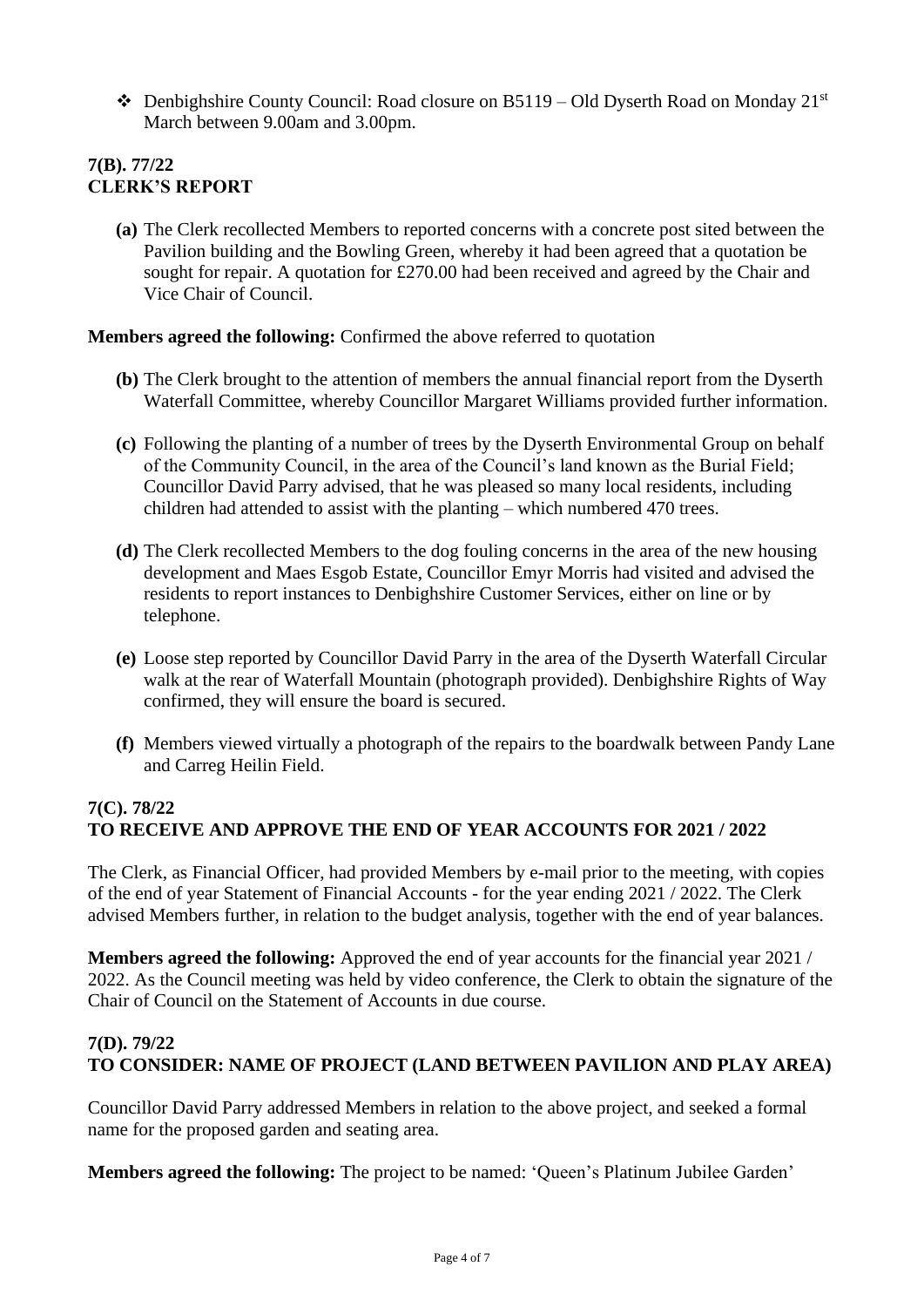- ❖ Denbighshire County Council: Road closure on B5119 – Old Dyserth Road on Monday 21st March between 9.00am and 3.00pm.

### 7(B). 77/22
### CLERK'S REPORT

**(a)** The Clerk recollected Members to reported concerns with a concrete post sited between the Pavilion building and the Bowling Green, whereby it had been agreed that a quotation be sought for repair. A quotation for £270.00 had been received and agreed by the Chair and Vice Chair of Council.

**Members agreed the following:** Confirmed the above referred to quotation

**(b)** The Clerk brought to the attention of members the annual financial report from the Dyserth Waterfall Committee, whereby Councillor Margaret Williams provided further information.

**(c)** Following the planting of a number of trees by the Dyserth Environmental Group on behalf of the Community Council, in the area of the Council's land known as the Burial Field; Councillor David Parry advised, that he was pleased so many local residents, including children had attended to assist with the planting – which numbered 470 trees.

**(d)** The Clerk recollected Members to the dog fouling concerns in the area of the new housing development and Maes Esgob Estate, Councillor Emyr Morris had visited and advised the residents to report instances to Denbighshire Customer Services, either on line or by telephone.

**(e)** Loose step reported by Councillor David Parry in the area of the Dyserth Waterfall Circular walk at the rear of Waterfall Mountain (photograph provided). Denbighshire Rights of Way confirmed, they will ensure the board is secured.

**(f)** Members viewed virtually a photograph of the repairs to the boardwalk between Pandy Lane and Carreg Heilin Field.

### 7(C). 78/22
### TO RECEIVE AND APPROVE THE END OF YEAR ACCOUNTS FOR 2021 / 2022

The Clerk, as Financial Officer, had provided Members by e-mail prior to the meeting, with copies of the end of year Statement of Financial Accounts - for the year ending 2021 / 2022. The Clerk advised Members further, in relation to the budget analysis, together with the end of year balances.

**Members agreed the following:** Approved the end of year accounts for the financial year 2021 / 2022. As the Council meeting was held by video conference, the Clerk to obtain the signature of the Chair of Council on the Statement of Accounts in due course.

### 7(D). 79/22
### TO CONSIDER: NAME OF PROJECT (LAND BETWEEN PAVILION AND PLAY AREA)

Councillor David Parry addressed Members in relation to the above project, and seeked a formal name for the proposed garden and seating area.

**Members agreed the following:** The project to be named: 'Queen's Platinum Jubilee Garden'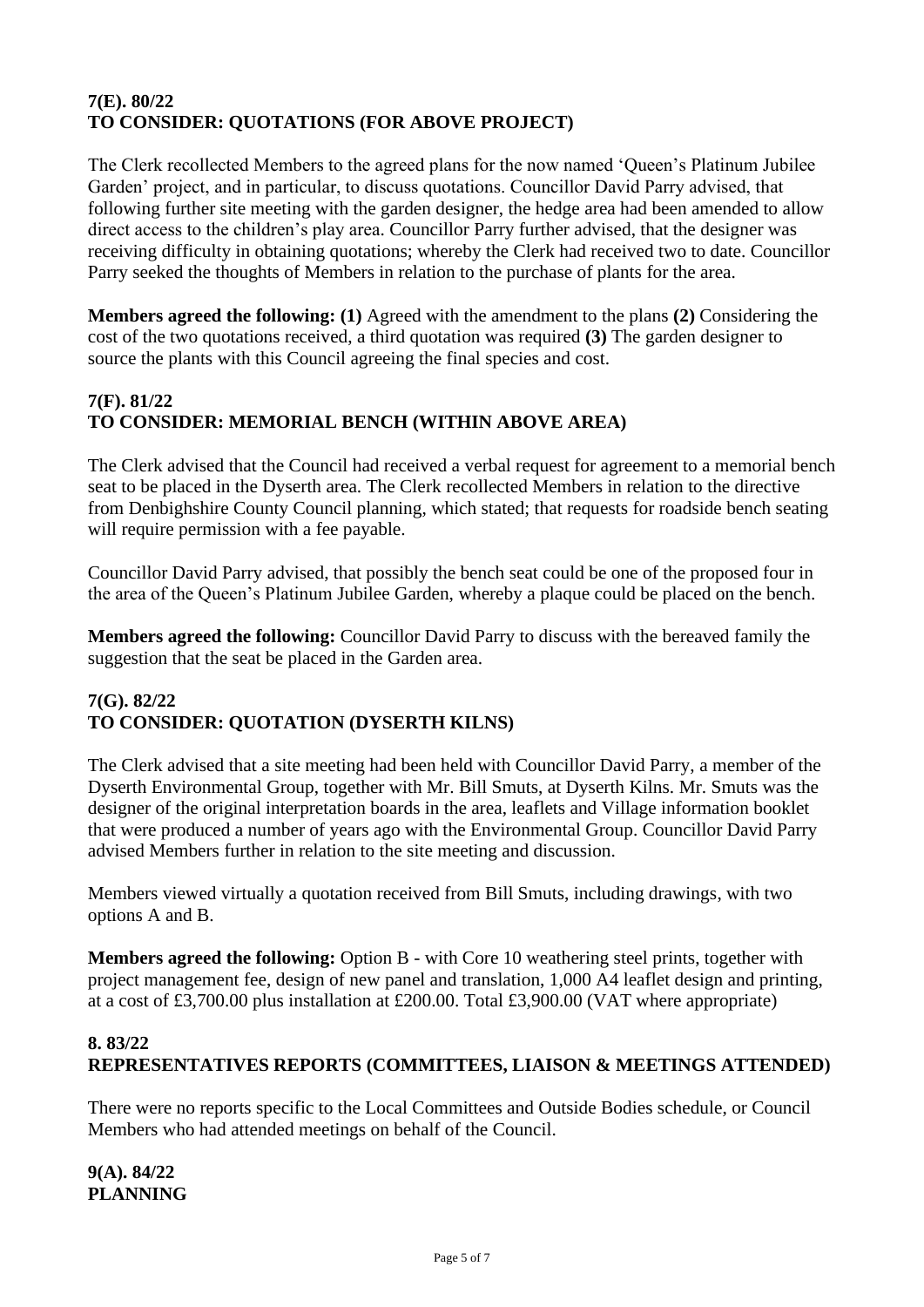### 7(E). 80/22
### TO CONSIDER: QUOTATIONS (FOR ABOVE PROJECT)

The Clerk recollected Members to the agreed plans for the now named 'Queen's Platinum Jubilee Garden' project, and in particular, to discuss quotations. Councillor David Parry advised, that following further site meeting with the garden designer, the hedge area had been amended to allow direct access to the children's play area. Councillor Parry further advised, that the designer was receiving difficulty in obtaining quotations; whereby the Clerk had received two to date. Councillor Parry seeked the thoughts of Members in relation to the purchase of plants for the area.

**Members agreed the following: (1)** Agreed with the amendment to the plans **(2)** Considering the cost of the two quotations received, a third quotation was required **(3)** The garden designer to source the plants with this Council agreeing the final species and cost.

### 7(F). 81/22
### TO CONSIDER: MEMORIAL BENCH (WITHIN ABOVE AREA)

The Clerk advised that the Council had received a verbal request for agreement to a memorial bench seat to be placed in the Dyserth area. The Clerk recollected Members in relation to the directive from Denbighshire County Council planning, which stated; that requests for roadside bench seating will require permission with a fee payable.

Councillor David Parry advised, that possibly the bench seat could be one of the proposed four in the area of the Queen's Platinum Jubilee Garden, whereby a plaque could be placed on the bench.

**Members agreed the following:** Councillor David Parry to discuss with the bereaved family the suggestion that the seat be placed in the Garden area.

### 7(G). 82/22
### TO CONSIDER: QUOTATION (DYSERTH KILNS)

The Clerk advised that a site meeting had been held with Councillor David Parry, a member of the Dyserth Environmental Group, together with Mr. Bill Smuts, at Dyserth Kilns. Mr. Smuts was the designer of the original interpretation boards in the area, leaflets and Village information booklet that were produced a number of years ago with the Environmental Group. Councillor David Parry advised Members further in relation to the site meeting and discussion.

Members viewed virtually a quotation received from Bill Smuts, including drawings, with two options A and B.

**Members agreed the following:** Option B - with Core 10 weathering steel prints, together with project management fee, design of new panel and translation, 1,000 A4 leaflet design and printing, at a cost of £3,700.00 plus installation at £200.00. Total £3,900.00 (VAT where appropriate)

### 8. 83/22
### REPRESENTATIVES REPORTS (COMMITTEES, LIAISON & MEETINGS ATTENDED)

There were no reports specific to the Local Committees and Outside Bodies schedule, or Council Members who had attended meetings on behalf of the Council.

### 9(A). 84/22
### PLANNING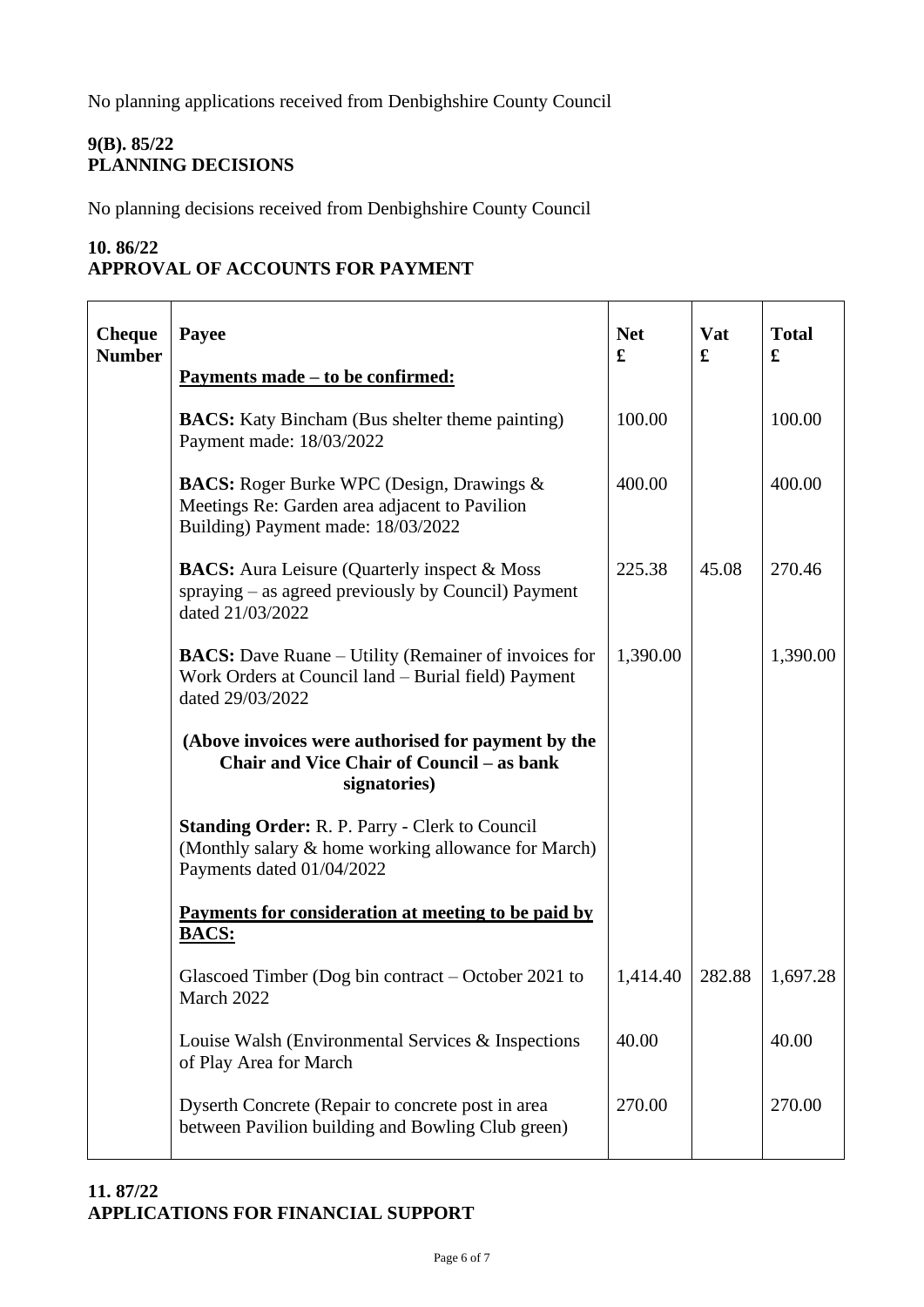No planning applications received from Denbighshire County Council

**9(B). 85/22**
**PLANNING DECISIONS**

No planning decisions received from Denbighshire County Council

**10. 86/22**
**APPROVAL OF ACCOUNTS FOR PAYMENT**

| Cheque Number | Payee | Net £ | Vat £ | Total £ |
|---|---|---|---|---|
| | **Payments made – to be confirmed:** | | | |
| | **BACS:** Katy Bincham (Bus shelter theme painting) Payment made: 18/03/2022 | 100.00 | | 100.00 |
| | **BACS:** Roger Burke WPC (Design, Drawings & Meetings Re: Garden area adjacent to Pavilion Building) Payment made: 18/03/2022 | 400.00 | | 400.00 |
| | **BACS:** Aura Leisure (Quarterly inspect & Moss spraying – as agreed previously by Council) Payment dated 21/03/2022 | 225.38 | 45.08 | 270.46 |
| | **BACS:** Dave Ruane – Utility (Remainer of invoices for Work Orders at Council land – Burial field) Payment dated 29/03/2022 | 1,390.00 | | 1,390.00 |
| | **(Above invoices were authorised for payment by the Chair and Vice Chair of Council – as bank signatories)** | | | |
| | **Standing Order:** R. P. Parry - Clerk to Council (Monthly salary & home working allowance for March) Payments dated 01/04/2022 | | | |
| | **Payments for consideration at meeting to be paid by BACS:** | | | |
| | Glascoed Timber (Dog bin contract – October 2021 to March 2022 | 1,414.40 | 282.88 | 1,697.28 |
| | Louise Walsh (Environmental Services & Inspections of Play Area for March | 40.00 | | 40.00 |
| | Dyserth Concrete (Repair to concrete post in area between Pavilion building and Bowling Club green) | 270.00 | | 270.00 |

**11. 87/22**
**APPLICATIONS FOR FINANCIAL SUPPORT**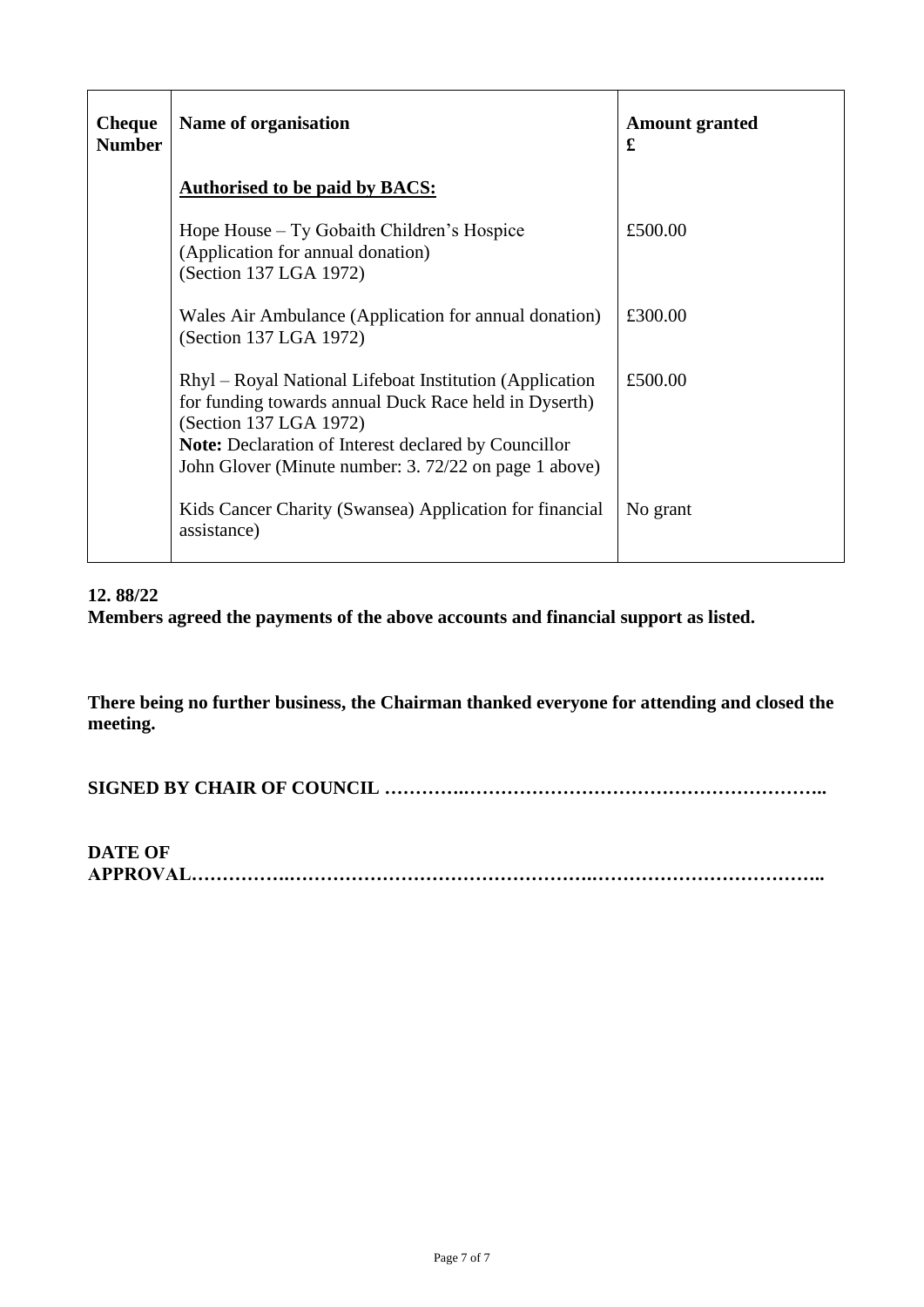| Cheque Number | Name of organisation | Amount granted £ |
|---|---|---|
| | **Authorised to be paid by BACS:** | |
| | Hope House – Ty Gobaith Children's Hospice (Application for annual donation) (Section 137 LGA 1972) | £500.00 |
| | Wales Air Ambulance (Application for annual donation) (Section 137 LGA 1972) | £300.00 |
| | Rhyl – Royal National Lifeboat Institution (Application for funding towards annual Duck Race held in Dyserth) (Section 137 LGA 1972) **Note:** Declaration of Interest declared by Councillor John Glover (Minute number: 3. 72/22 on page 1 above) | £500.00 |
| | Kids Cancer Charity (Swansea) Application for financial assistance) | No grant |

**12. 88/22**
**Members agreed the payments of the above accounts and financial support as listed.**

**There being no further business, the Chairman thanked everyone for attending and closed the meeting.**

**SIGNED BY CHAIR OF COUNCIL ……………………………………………………………..**

**DATE OF APPROVAL………………………………………………………………………………………..**